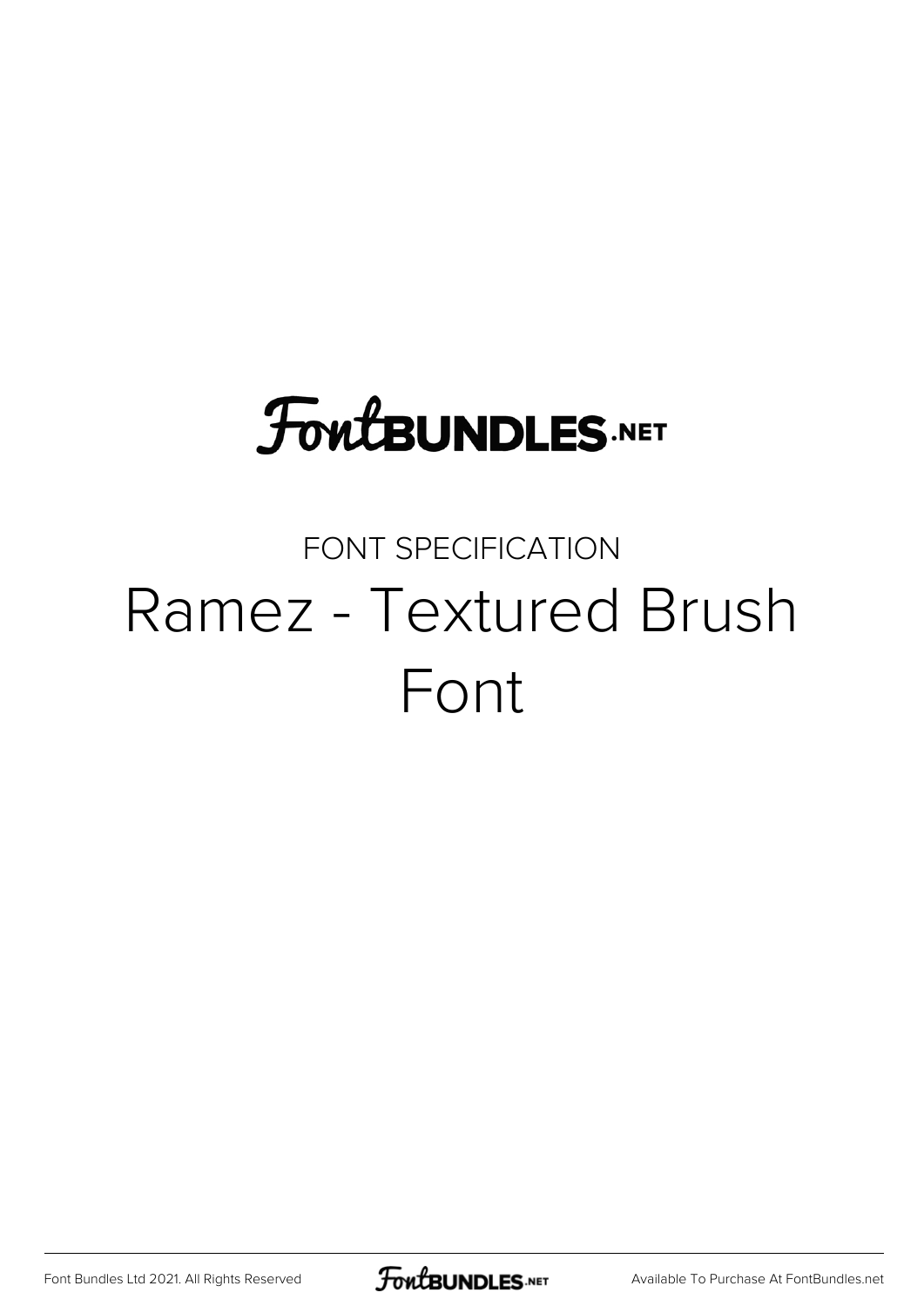# FontBUNDLES.NET

FONT SPECIFICATION

## Ramez - Textured Brush Font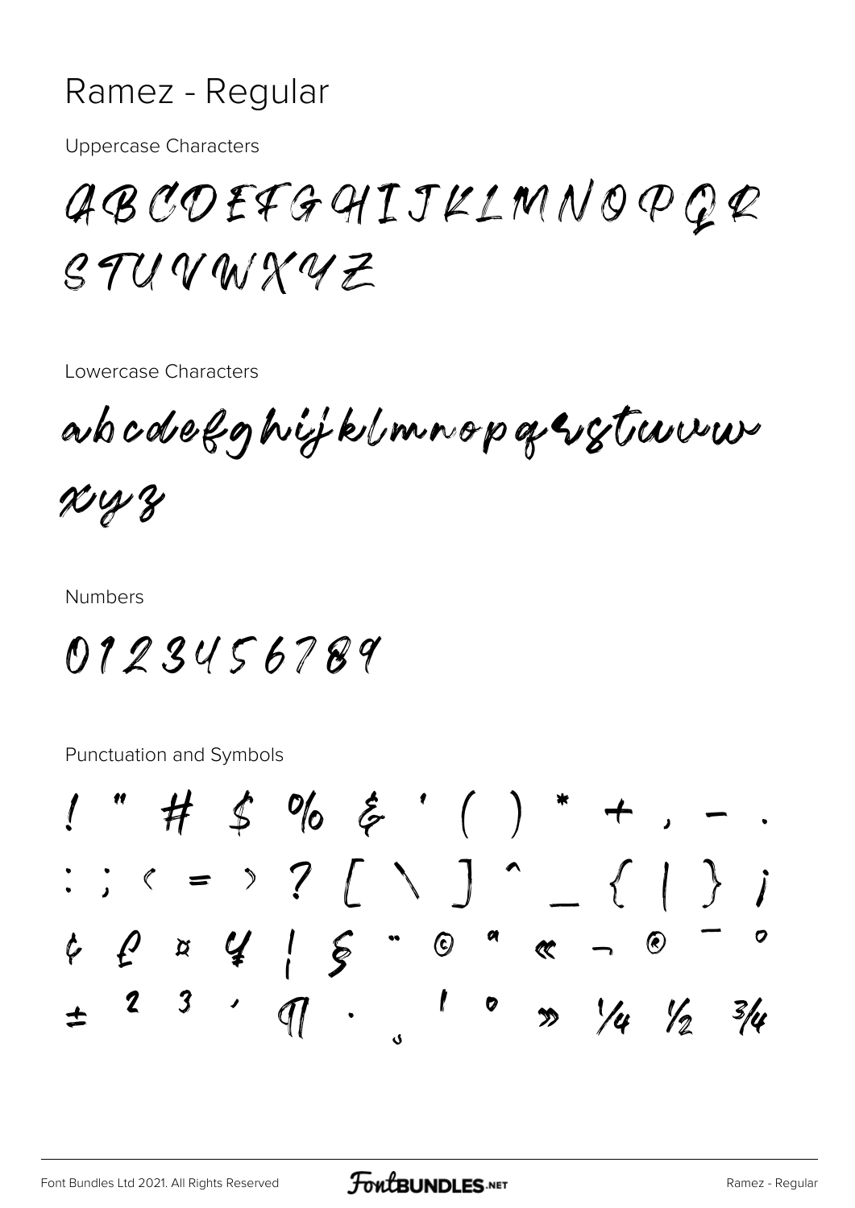# Ramez - Regular

Uppercase Characters

ABCDEFGHIJKLMNOPQR
STUVWXYZ

Lowercase Characters

abcdefghijklmnopqrstuvw
xyz

Numbers

0123456789

Punctuation and Symbols

! " # $ % & ' ( ) * + , - .
: ; < = > ? [ \ ] ^ _ { | } ¡
¢ £ ¤ ¥ ¦ § ¨ © ª « ¬ ® ¯ °
± ² ³ ´ ¶ · ¸ ¹ º » ¼ ½ ¾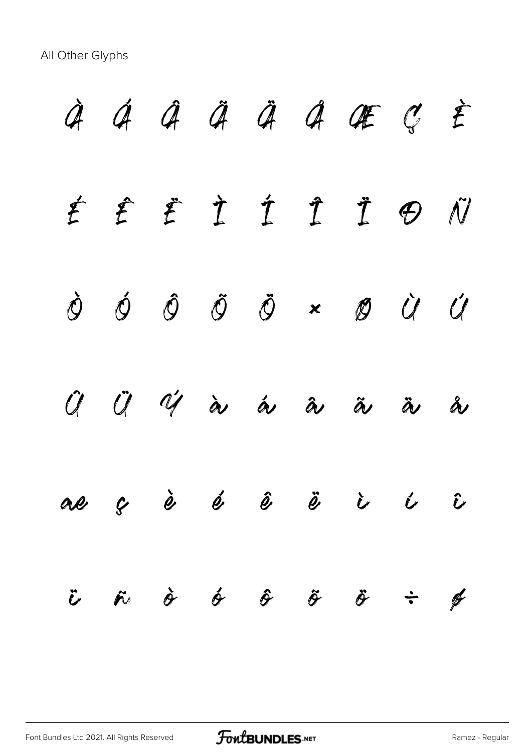All Other Glyphs

À Á Â Ã Ä Å Æ Ç È

É Ê Ë Ì Í Î Ï Ð Ñ

Ò Ó Ô Õ Ö × Ø Ù Ú

Û Ü Ý à á â ã ä å

æ ç è é ê ë ì í î

ï ñ ò ó ô õ ö ÷ ø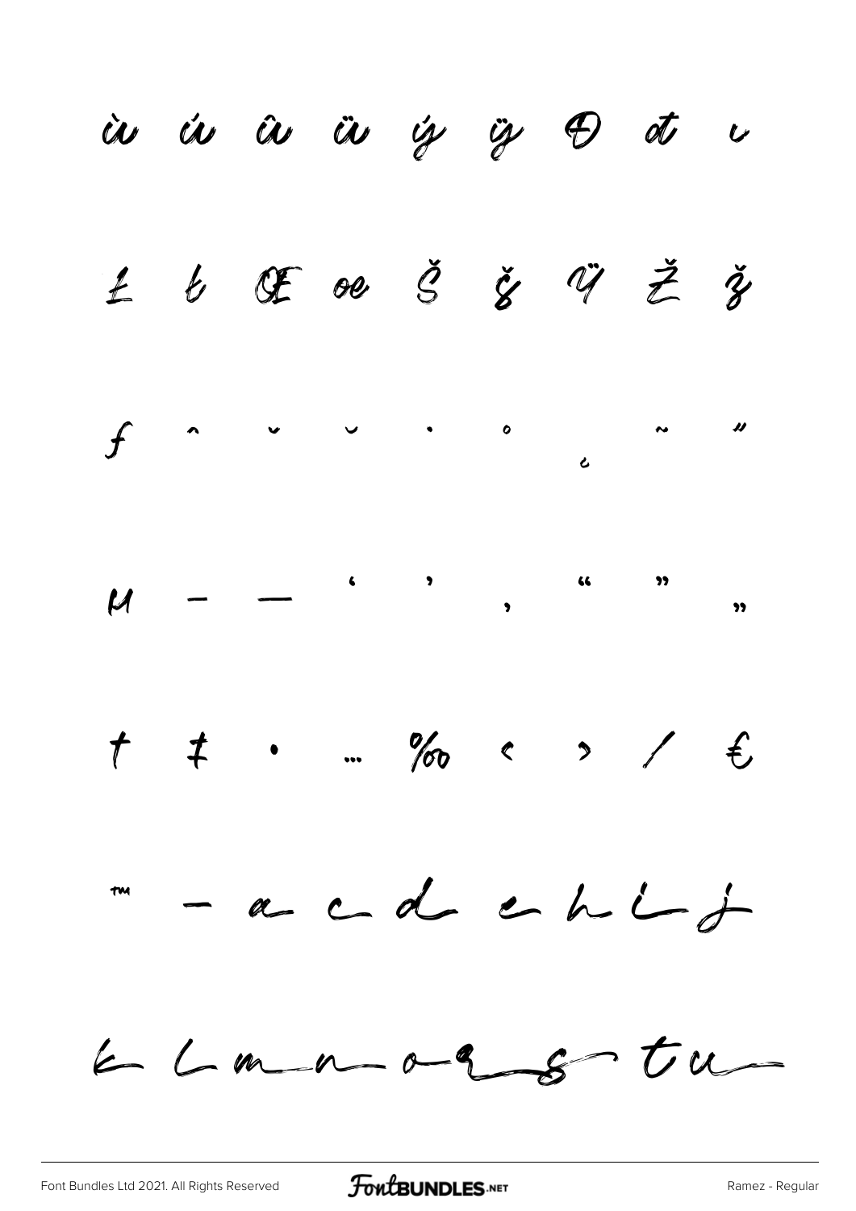ù ú û ü ý ÿ Đ đ ı

Ł ł Œ œ Š š Ÿ Ž ž

ƒ ˆ ˇ ˘ ˙ ˚ ˛ ˜ ˝

µ – — ‘ ’ ‚ “ ” „

† ‡ • … ‰ ‹ › ⁄ €

™ - a c d e h i j

k l m n o q s t u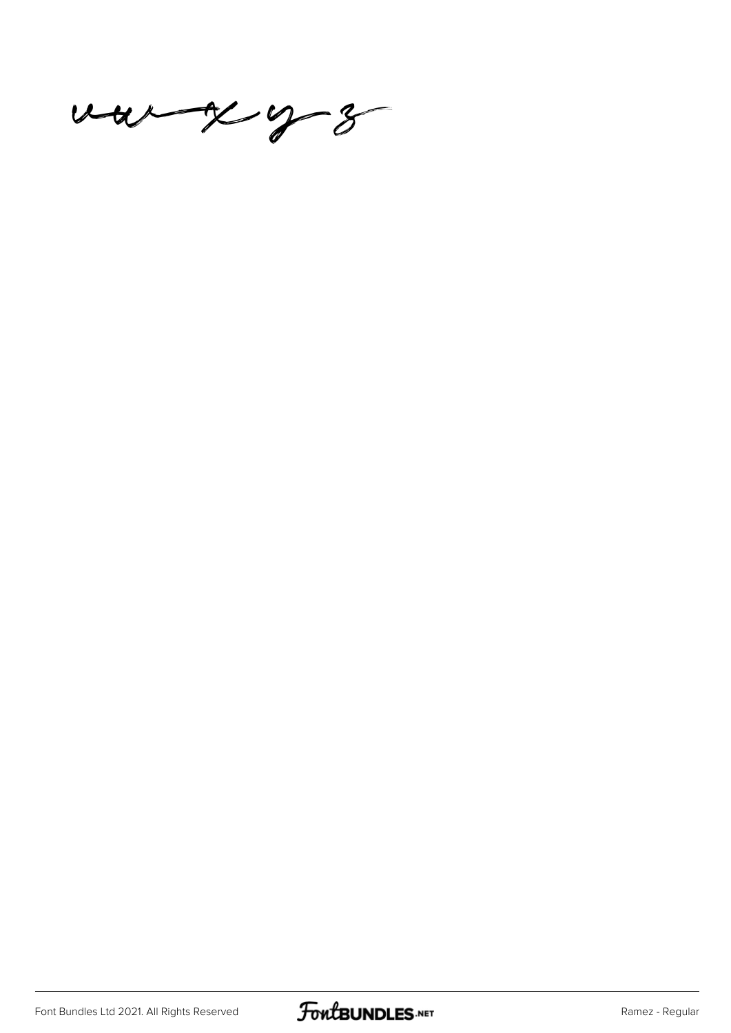u v w x y z